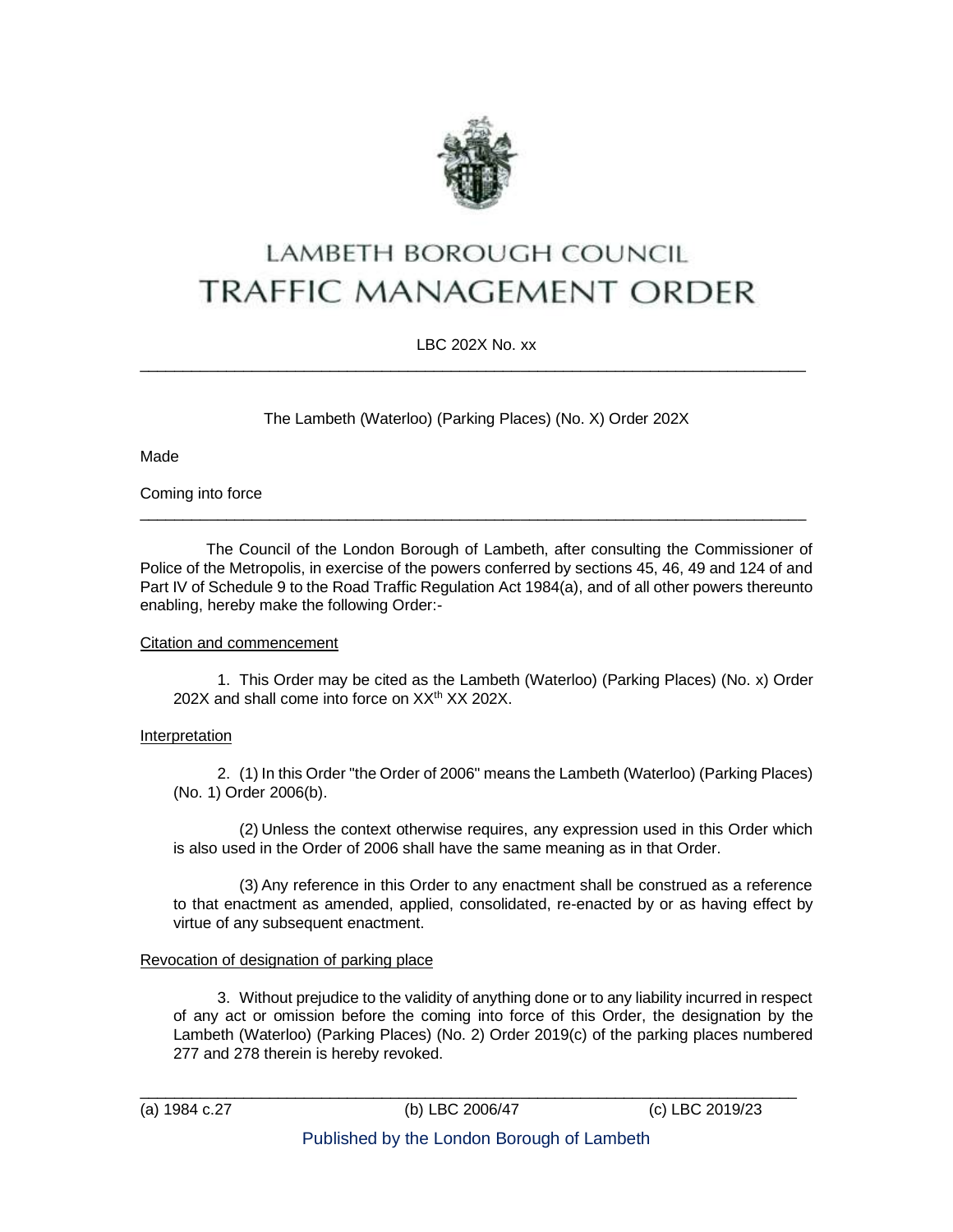# LAMBETH BOROUGH COUNCIL
# TRAFFIC MANAGEMENT ORDER

LBC 202X No. xx

---

The Lambeth (Waterloo) (Parking Places) (No. X) Order 202X

Made

Coming into force

---

The Council of the London Borough of Lambeth, after consulting the Commissioner of Police of the Metropolis, in exercise of the powers conferred by sections 45, 46, 49 and 124 of and Part IV of Schedule 9 to the Road Traffic Regulation Act 1984(a), and of all other powers thereunto enabling, hereby make the following Order:-

Citation and commencement

1. This Order may be cited as the Lambeth (Waterloo) (Parking Places) (No. x) Order 202X and shall come into force on XXth XX 202X.

Interpretation

2. (1) In this Order "the Order of 2006" means the Lambeth (Waterloo) (Parking Places) (No. 1) Order 2006(b).

(2) Unless the context otherwise requires, any expression used in this Order which is also used in the Order of 2006 shall have the same meaning as in that Order.

(3) Any reference in this Order to any enactment shall be construed as a reference to that enactment as amended, applied, consolidated, re-enacted by or as having effect by virtue of any subsequent enactment.

Revocation of designation of parking place

3. Without prejudice to the validity of anything done or to any liability incurred in respect of any act or omission before the coming into force of this Order, the designation by the Lambeth (Waterloo) (Parking Places) (No. 2) Order 2019(c) of the parking places numbered 277 and 278 therein is hereby revoked.

---

(a) 1984 c.27 (b) LBC 2006/47 (c) LBC 2019/23

Published by the London Borough of Lambeth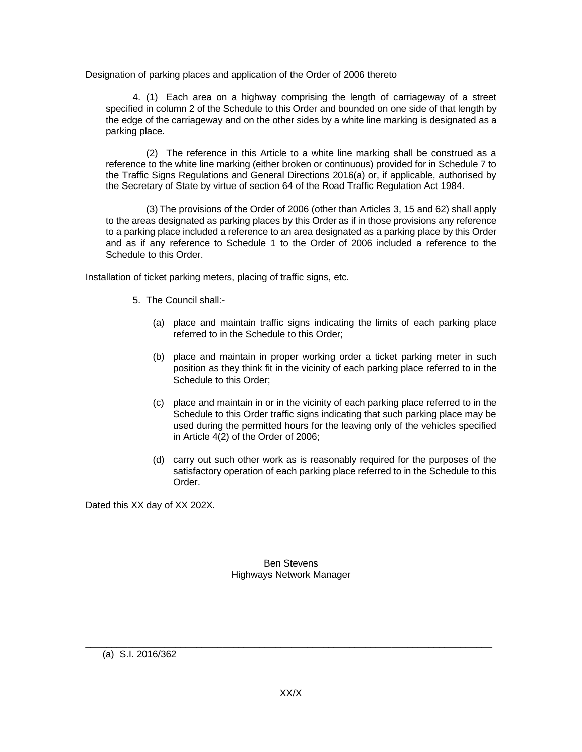<u>Designation of parking places and application of the Order of 2006 thereto</u>

4. (1) Each area on a highway comprising the length of carriageway of a street specified in column 2 of the Schedule to this Order and bounded on one side of that length by the edge of the carriageway and on the other sides by a white line marking is designated as a parking place.

(2) The reference in this Article to a white line marking shall be construed as a reference to the white line marking (either broken or continuous) provided for in Schedule 7 to the Traffic Signs Regulations and General Directions 2016(a) or, if applicable, authorised by the Secretary of State by virtue of section 64 of the Road Traffic Regulation Act 1984.

(3) The provisions of the Order of 2006 (other than Articles 3, 15 and 62) shall apply to the areas designated as parking places by this Order as if in those provisions any reference to a parking place included a reference to an area designated as a parking place by this Order and as if any reference to Schedule 1 to the Order of 2006 included a reference to the Schedule to this Order.

<u>Installation of ticket parking meters, placing of traffic signs, etc.</u>

5. The Council shall:-

(a) place and maintain traffic signs indicating the limits of each parking place referred to in the Schedule to this Order;

(b) place and maintain in proper working order a ticket parking meter in such position as they think fit in the vicinity of each parking place referred to in the Schedule to this Order;

(c) place and maintain in or in the vicinity of each parking place referred to in the Schedule to this Order traffic signs indicating that such parking place may be used during the permitted hours for the leaving only of the vehicles specified in Article 4(2) of the Order of 2006;

(d) carry out such other work as is reasonably required for the purposes of the satisfactory operation of each parking place referred to in the Schedule to this Order.

Dated this XX day of XX 202X.

Ben Stevens
Highways Network Manager

---

(a) S.I. 2016/362

XX/X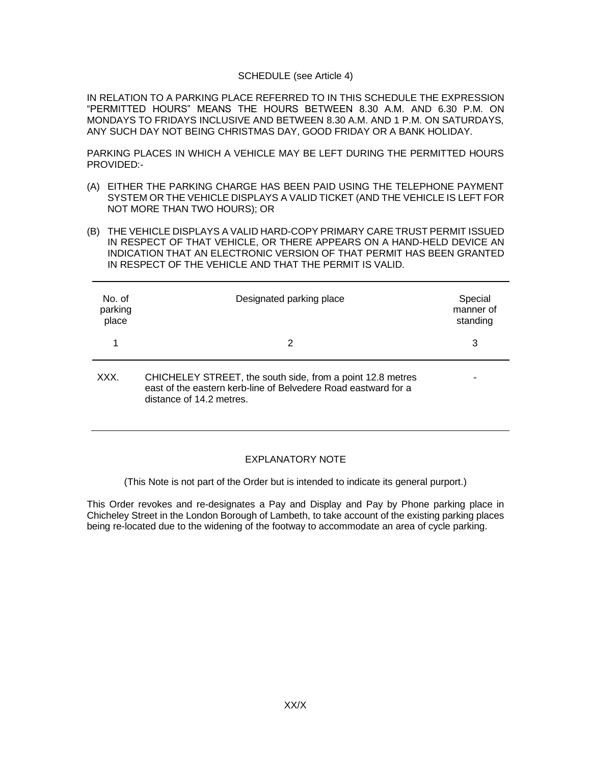SCHEDULE (see Article 4)

IN RELATION TO A PARKING PLACE REFERRED TO IN THIS SCHEDULE THE EXPRESSION "PERMITTED HOURS" MEANS THE HOURS BETWEEN 8.30 A.M. AND 6.30 P.M. ON MONDAYS TO FRIDAYS INCLUSIVE AND BETWEEN 8.30 A.M. AND 1 P.M. ON SATURDAYS, ANY SUCH DAY NOT BEING CHRISTMAS DAY, GOOD FRIDAY OR A BANK HOLIDAY.

PARKING PLACES IN WHICH A VEHICLE MAY BE LEFT DURING THE PERMITTED HOURS PROVIDED:-

(A) EITHER THE PARKING CHARGE HAS BEEN PAID USING THE TELEPHONE PAYMENT SYSTEM OR THE VEHICLE DISPLAYS A VALID TICKET (AND THE VEHICLE IS LEFT FOR NOT MORE THAN TWO HOURS); OR

(B) THE VEHICLE DISPLAYS A VALID HARD-COPY PRIMARY CARE TRUST PERMIT ISSUED IN RESPECT OF THAT VEHICLE, OR THERE APPEARS ON A HAND-HELD DEVICE AN INDICATION THAT AN ELECTRONIC VERSION OF THAT PERMIT HAS BEEN GRANTED IN RESPECT OF THE VEHICLE AND THAT THE PERMIT IS VALID.

| No. of parking place | Designated parking place | Special manner of standing |
|---|---|---|
| 1 | 2 | 3 |
| XXX. | CHICHELEY STREET, the south side, from a point 12.8 metres east of the eastern kerb-line of Belvedere Road eastward for a distance of 14.2 metres. | - |

## EXPLANATORY NOTE

(This Note is not part of the Order but is intended to indicate its general purport.)

This Order revokes and re-designates a Pay and Display and Pay by Phone parking place in Chicheley Street in the London Borough of Lambeth, to take account of the existing parking places being re-located due to the widening of the footway to accommodate an area of cycle parking.

XX/X